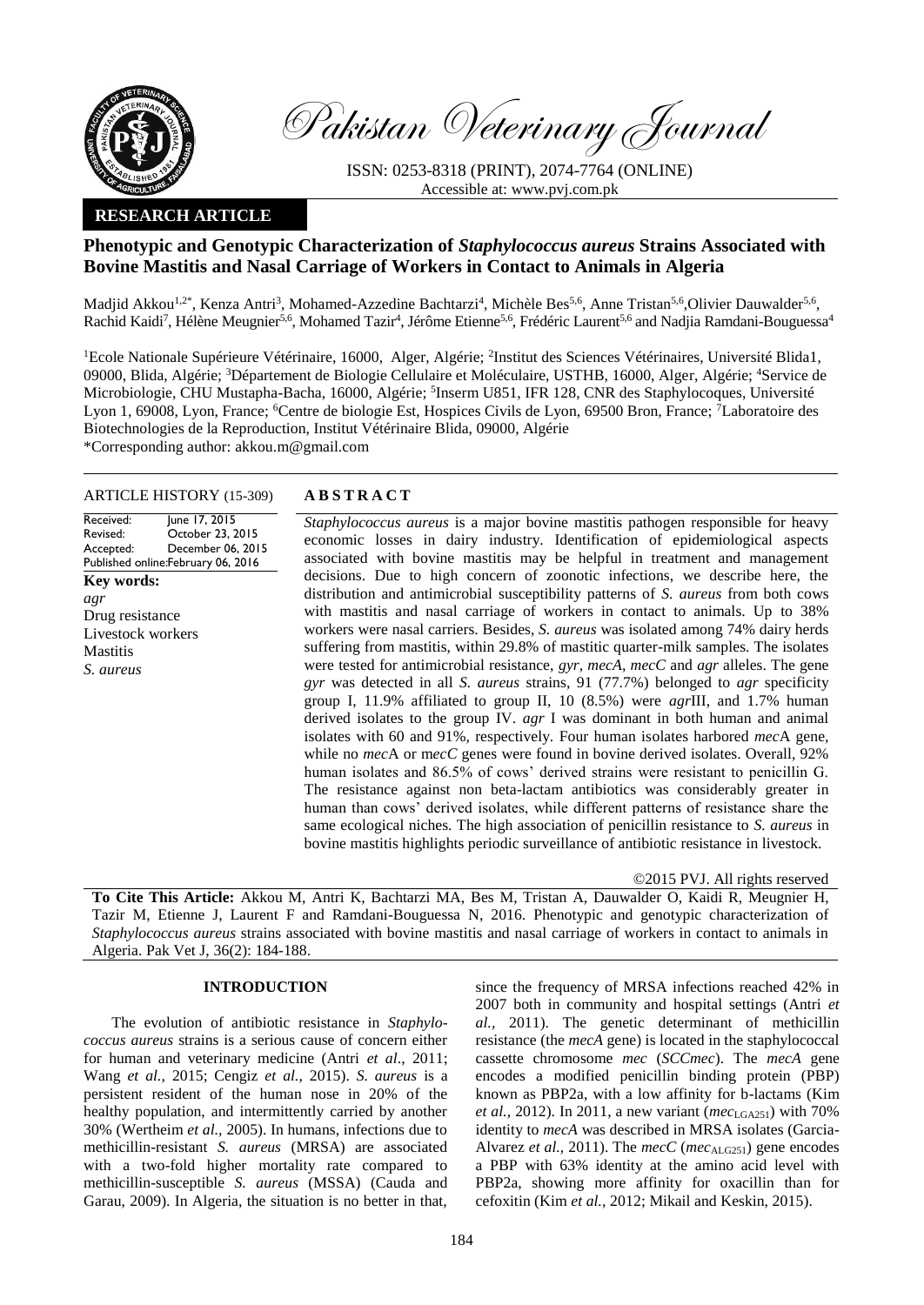Pakistan Veterinary Journal

ISSN: 0253-8318 (PRINT), 2074-7764 (ONLINE)
Accessible at: www.pvj.com.pk

**RESEARCH ARTICLE**

# Phenotypic and Genotypic Characterization of *Staphylococcus aureus* Strains Associated with Bovine Mastitis and Nasal Carriage of Workers in Contact to Animals in Algeria

Madjid Akkou[1,2*], Kenza Antri[3], Mohamed-Azzedine Bachtarzi[4], Michèle Bes[5,6], Anne Tristan[5,6], Olivier Dauwalder[5,6], Rachid Kaidi[7], Hélène Meugnier[5,6], Mohamed Tazir[4], Jérôme Etienne[5,6], Frédéric Laurent[5,6] and Nadjia Ramdani-Bouguessa[4]

[1]Ecole Nationale Supérieure Vétérinaire, 16000, Alger, Algérie; [2]Institut des Sciences Vétérinaires, Université Blida1, 09000, Blida, Algérie; [3]Département de Biologie Cellulaire et Moléculaire, USTHB, 16000, Alger, Algérie; [4]Service de Microbiologie, CHU Mustapha-Bacha, 16000, Algérie; [5]Inserm U851, IFR 128, CNR des Staphylocoques, Université Lyon 1, 69008, Lyon, France; [6]Centre de biologie Est, Hospices Civils de Lyon, 69500 Bron, France; [7]Laboratoire des Biotechnologies de la Reproduction, Institut Vétérinaire Blida, 09000, Algérie
*Corresponding author: akkou.m@gmail.com

**ARTICLE HISTORY** (15-309)

Received: June 17, 2015
Revised: October 23, 2015
Accepted: December 06, 2015
Published online: February 06, 2016

**Key words:**
*agr*
Drug resistance
Livestock workers
Mastitis
*S. aureus*

## ABSTRACT

*Staphylococcus aureus* is a major bovine mastitis pathogen responsible for heavy economic losses in dairy industry. Identification of epidemiological aspects associated with bovine mastitis may be helpful in treatment and management decisions. Due to high concern of zoonotic infections, we describe here, the distribution and antimicrobial susceptibility patterns of *S. aureus* from both cows with mastitis and nasal carriage of workers in contact to animals. Up to 38% workers were nasal carriers. Besides, *S. aureus* was isolated among 74% dairy herds suffering from mastitis, within 29.8% of mastitic quarter-milk samples. The isolates were tested for antimicrobial resistance, *gyr*, *mecA*, *mecC* and *agr* alleles. The gene *gyr* was detected in all *S. aureus* strains, 91 (77.7%) belonged to *agr* specificity group I, 11.9% affiliated to group II, 10 (8.5%) were *agr*III, and 1.7% human derived isolates to the group IV. *agr* I was dominant in both human and animal isolates with 60 and 91%, respectively. Four human isolates harbored *mec*A gene, while no *mec*A or *mecC* genes were found in bovine derived isolates. Overall, 92% human isolates and 86.5% of cows' derived strains were resistant to penicillin G. The resistance against non beta-lactam antibiotics was considerably greater in human than cows' derived isolates, while different patterns of resistance share the same ecological niches. The high association of penicillin resistance to *S. aureus* in bovine mastitis highlights periodic surveillance of antibiotic resistance in livestock.

©2015 PVJ. All rights reserved

**To Cite This Article:** Akkou M, Antri K, Bachtarzi MA, Bes M, Tristan A, Dauwalder O, Kaidi R, Meugnier H, Tazir M, Etienne J, Laurent F and Ramdani-Bouguessa N, 2016. Phenotypic and genotypic characterization of *Staphylococcus aureus* strains associated with bovine mastitis and nasal carriage of workers in contact to animals in Algeria. Pak Vet J, 36(2): 184-188.

## INTRODUCTION

The evolution of antibiotic resistance in *Staphylococcus aureus* strains is a serious cause of concern either for human and veterinary medicine (Antri *et al*., 2011; Wang *et al.,* 2015; Cengiz *et al.,* 2015). *S. aureus* is a persistent resident of the human nose in 20% of the healthy population, and intermittently carried by another 30% (Wertheim *et al.,* 2005). In humans, infections due to methicillin-resistant *S. aureus* (MRSA) are associated with a two-fold higher mortality rate compared to methicillin-susceptible *S. aureus* (MSSA) (Cauda and Garau, 2009). In Algeria, the situation is no better in that, since the frequency of MRSA infections reached 42% in 2007 both in community and hospital settings (Antri *et al.,* 2011). The genetic determinant of methicillin resistance (the *mecA* gene) is located in the staphylococcal cassette chromosome *mec* (*SCCmec*). The *mecA* gene encodes a modified penicillin binding protein (PBP) known as PBP2a, with a low affinity for b-lactams (Kim *et al.,* 2012). In 2011, a new variant ($mec_{LGA251}$) with 70% identity to *mecA* was described in MRSA isolates (Garcia-Alvarez *et al.,* 2011). The *mecC* ($mec_{ALG251}$) gene encodes a PBP with 63% identity at the amino acid level with PBP2a, showing more affinity for oxacillin than for cefoxitin (Kim *et al.,* 2012; Mikail and Keskin, 2015).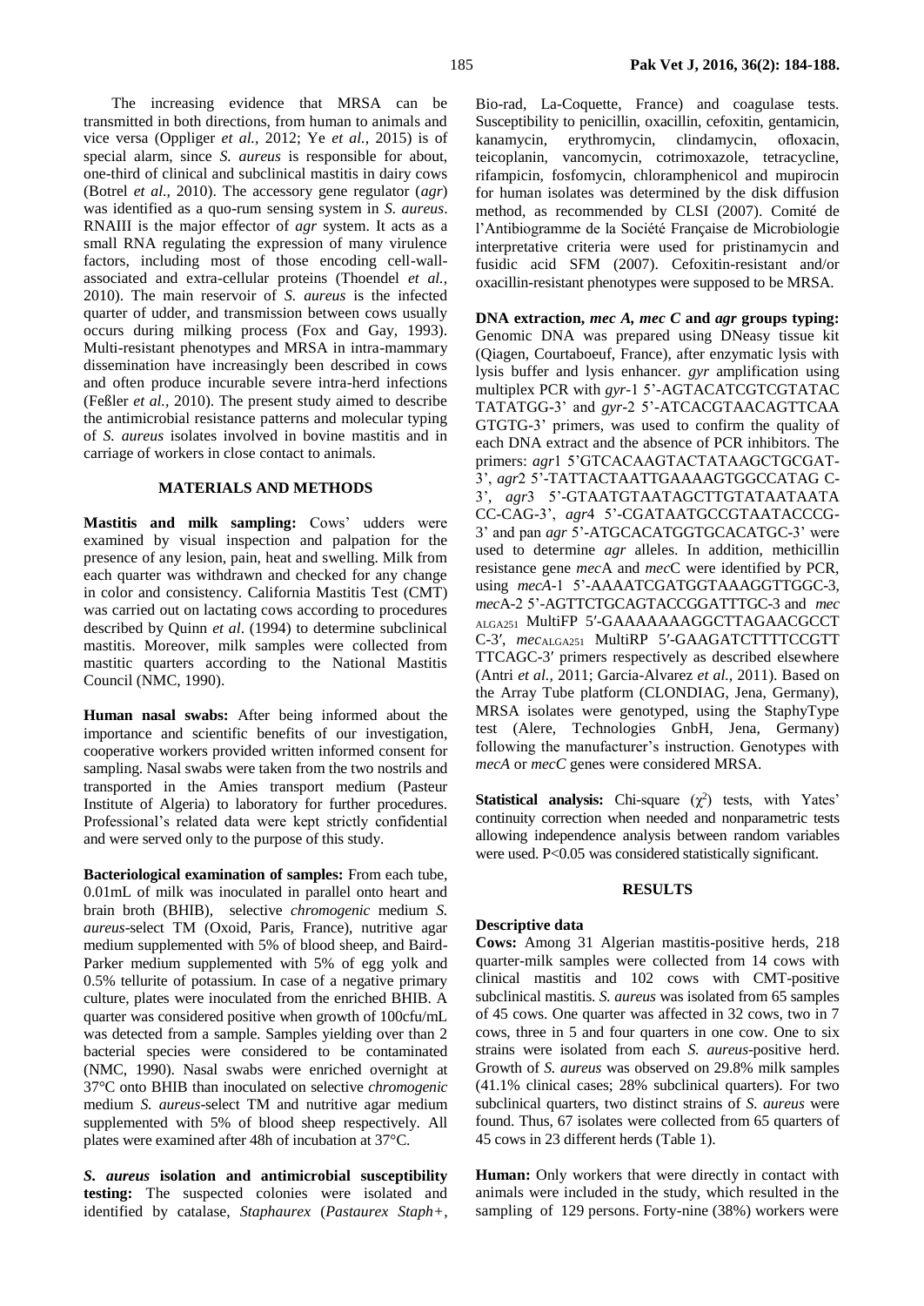The increasing evidence that MRSA can be transmitted in both directions, from human to animals and vice versa (Oppliger *et al.,* 2012; Ye *et al.,* 2015) is of special alarm, since *S. aureus* is responsible for about, one-third of clinical and subclinical mastitis in dairy cows (Botrel *et al.,* 2010). The accessory gene regulator (*agr*) was identified as a quo-rum sensing system in *S. aureus*. RNAIII is the major effector of *agr* system. It acts as a small RNA regulating the expression of many virulence factors, including most of those encoding cell-wall-associated and extra-cellular proteins (Thoendel *et al.,* 2010). The main reservoir of *S. aureus* is the infected quarter of udder, and transmission between cows usually occurs during milking process (Fox and Gay, 1993). Multi-resistant phenotypes and MRSA in intra-mammary dissemination have increasingly been described in cows and often produce incurable severe intra-herd infections (Feßler *et al.,* 2010). The present study aimed to describe the antimicrobial resistance patterns and molecular typing of *S. aureus* isolates involved in bovine mastitis and in carriage of workers in close contact to animals.

## MATERIALS AND METHODS

**Mastitis and milk sampling:** Cows' udders were examined by visual inspection and palpation for the presence of any lesion, pain, heat and swelling. Milk from each quarter was withdrawn and checked for any change in color and consistency. California Mastitis Test (CMT) was carried out on lactating cows according to procedures described by Quinn *et al*. (1994) to determine subclinical mastitis. Moreover, milk samples were collected from mastitic quarters according to the National Mastitis Council (NMC, 1990).

**Human nasal swabs:** After being informed about the importance and scientific benefits of our investigation, cooperative workers provided written informed consent for sampling. Nasal swabs were taken from the two nostrils and transported in the Amies transport medium (Pasteur Institute of Algeria) to laboratory for further procedures. Professional's related data were kept strictly confidential and were served only to the purpose of this study.

**Bacteriological examination of samples:** From each tube, 0.01mL of milk was inoculated in parallel onto heart and brain broth (BHIB), selective *chromogenic* medium *S. aureus*-select TM (Oxoid, Paris, France), nutritive agar medium supplemented with 5% of blood sheep, and Baird-Parker medium supplemented with 5% of egg yolk and 0.5% tellurite of potassium. In case of a negative primary culture, plates were inoculated from the enriched BHIB. A quarter was considered positive when growth of 100cfu/mL was detected from a sample. Samples yielding over than 2 bacterial species were considered to be contaminated (NMC, 1990). Nasal swabs were enriched overnight at 37°C onto BHIB than inoculated on selective *chromogenic* medium *S. aureus*-select TM and nutritive agar medium supplemented with 5% of blood sheep respectively. All plates were examined after 48h of incubation at 37°C.

***S. aureus* isolation and antimicrobial susceptibility testing:** The suspected colonies were isolated and identified by catalase, *Staphaurex* (*Pastaurex Staph+*, Bio-rad, La-Coquette, France) and coagulase tests. Susceptibility to penicillin, oxacillin, cefoxitin, gentamicin, kanamycin, erythromycin, clindamycin, ofloxacin, teicoplanin, vancomycin, cotrimoxazole, tetracycline, rifampicin, fosfomycin, chloramphenicol and mupirocin for human isolates was determined by the disk diffusion method, as recommended by CLSI (2007). Comité de l'Antibiogramme de la Société Française de Microbiologie interpretative criteria were used for pristinamycin and fusidic acid SFM (2007). Cefoxitin-resistant and/or oxacillin-resistant phenotypes were supposed to be MRSA.

**DNA extraction, *mec A*, *mec C* and *agr* groups typing:** Genomic DNA was prepared using DNeasy tissue kit (Qiagen, Courtaboeuf, France), after enzymatic lysis with lysis buffer and lysis enhancer. *gyr* amplification using multiplex PCR with *gyr*-1 5'-AGTACATCGTCGTATAC TATATGG-3' and *gyr*-2 5'-ATCACGTAACAGTTCAA GTGTG-3' primers, was used to confirm the quality of each DNA extract and the absence of PCR inhibitors. The primers: *agr*1 5'GTCACAAGTACTATAAGCTGCGAT-3', *agr*2 5'-TATTACTAATTGAAAAGTGGCCATAG C-3', *agr*3 5'-GTAATGTAATAGCTTGTATAATAATA CC-CAG-3', *agr*4 5'-CGATAATGCCGTAATACCCG-3' and pan *agr* 5'-ATGCACATGGTGCACATGC-3' were used to determine *agr* alleles. In addition, methicillin resistance gene *mec*A and *mec*C were identified by PCR, using *mecA*-1 5'-AAAATCGATGGTAAAGGTTGGC-3, *mec*A-2 5'-AGTTCTGCAGTACCGGATTTGC-3 and *mec* $_{\text{ALGA251}}$ MultiFP 5′-GAAAAAAAGGCTTAGAACGCCT C-3′, *mec*$_{\text{ALGA251}}$ MultiRP 5′-GAAGATCTTTTCCGTT TTCAGC-3′ primers respectively as described elsewhere (Antri *et al.,* 2011; Garcia-Alvarez *et al.,* 2011). Based on the Array Tube platform (CLONDIAG, Jena, Germany), MRSA isolates were genotyped, using the StaphyType test (Alere, Technologies GnbH, Jena, Germany) following the manufacturer's instruction. Genotypes with *mecA* or *mecC* genes were considered MRSA.

**Statistical analysis:** Chi-square ($\chi^2$) tests, with Yates' continuity correction when needed and nonparametric tests allowing independence analysis between random variables were used. P<0.05 was considered statistically significant.

## RESULTS

### Descriptive data

**Cows:** Among 31 Algerian mastitis-positive herds, 218 quarter-milk samples were collected from 14 cows with clinical mastitis and 102 cows with CMT-positive subclinical mastitis. *S. aureus* was isolated from 65 samples of 45 cows. One quarter was affected in 32 cows, two in 7 cows, three in 5 and four quarters in one cow. One to six strains were isolated from each *S. aureus*-positive herd. Growth of *S. aureus* was observed on 29.8% milk samples (41.1% clinical cases; 28% subclinical quarters). For two subclinical quarters, two distinct strains of *S. aureus* were found. Thus, 67 isolates were collected from 65 quarters of 45 cows in 23 different herds (Table 1).

**Human:** Only workers that were directly in contact with animals were included in the study, which resulted in the sampling of 129 persons. Forty-nine (38%) workers were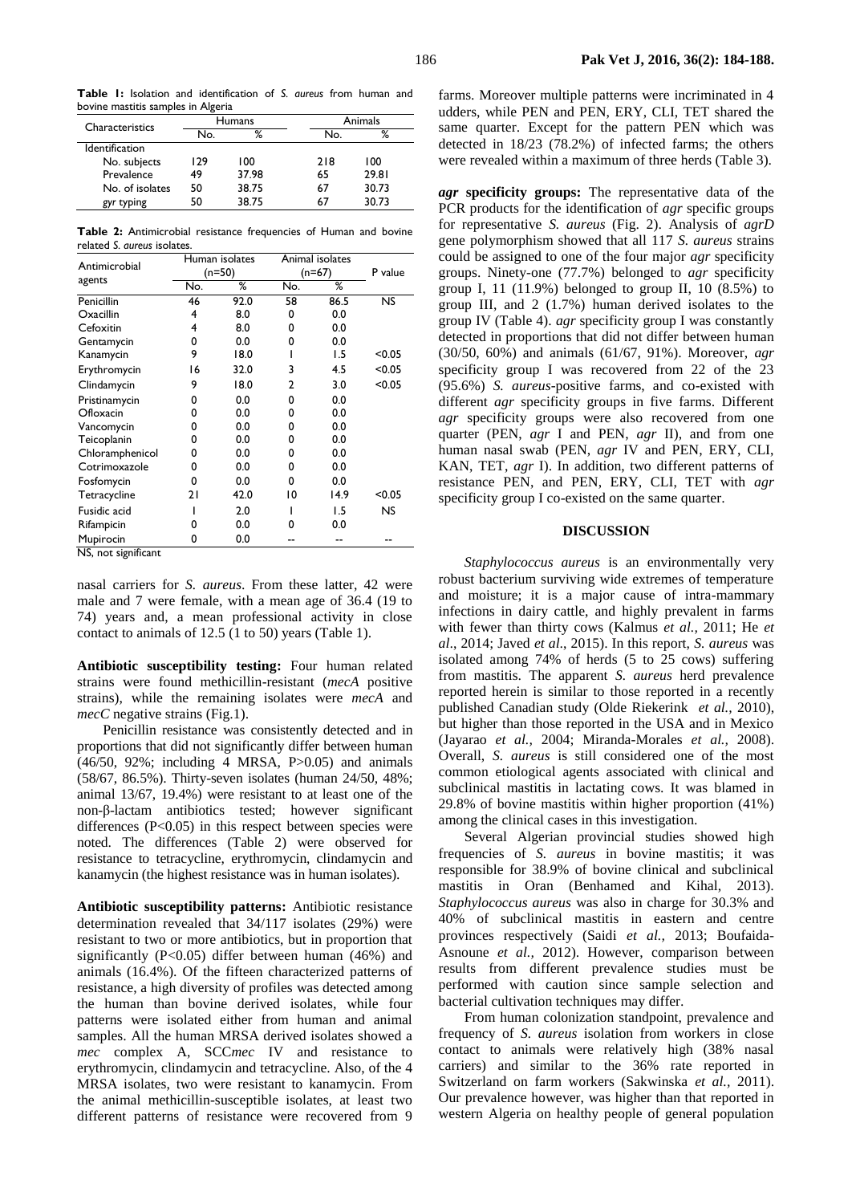**Table 1:** Isolation and identification of *S. aureus* from human and bovine mastitis samples in Algeria

| Characteristics | Humans | | Animals | |
|---|---|---|---|---|
| | No. | % | No. | % |
| Identification | | | | |
| No. subjects | 129 | 100 | 218 | 100 |
| Prevalence | 49 | 37.98 | 65 | 29.81 |
| No. of isolates | 50 | 38.75 | 67 | 30.73 |
| *gyr* typing | 50 | 38.75 | 67 | 30.73 |

**Table 2:** Antimicrobial resistance frequencies of Human and bovine related *S. aureus* isolates.

| Antimicrobial agents | Human isolates (n=50) | | Animal isolates (n=67) | | P value |
|---|---|---|---|---|---|
| | No. | % | No. | % | |
| Penicillin | 46 | 92.0 | 58 | 86.5 | NS |
| Oxacillin | 4 | 8.0 | 0 | 0.0 | |
| Cefoxitin | 4 | 8.0 | 0 | 0.0 | |
| Gentamycin | 0 | 0.0 | 0 | 0.0 | |
| Kanamycin | 9 | 18.0 | 1 | 1.5 | <0.05 |
| Erythromycin | 16 | 32.0 | 3 | 4.5 | <0.05 |
| Clindamycin | 9 | 18.0 | 2 | 3.0 | <0.05 |
| Pristinamycin | 0 | 0.0 | 0 | 0.0 | |
| Ofloxacin | 0 | 0.0 | 0 | 0.0 | |
| Vancomycin | 0 | 0.0 | 0 | 0.0 | |
| Teicoplanin | 0 | 0.0 | 0 | 0.0 | |
| Chloramphenicol | 0 | 0.0 | 0 | 0.0 | |
| Cotrimoxazole | 0 | 0.0 | 0 | 0.0 | |
| Fosfomycin | 0 | 0.0 | 0 | 0.0 | |
| Tetracycline | 21 | 42.0 | 10 | 14.9 | <0.05 |
| Fusidic acid | 1 | 2.0 | 1 | 1.5 | NS |
| Rifampicin | 0 | 0.0 | 0 | 0.0 | |
| Mupirocin | 0 | 0.0 | -- | -- | -- |

NS, not significant

nasal carriers for *S. aureus*. From these latter, 42 were male and 7 were female, with a mean age of 36.4 (19 to 74) years and, a mean professional activity in close contact to animals of 12.5 (1 to 50) years (Table 1).

**Antibiotic susceptibility testing:** Four human related strains were found methicillin-resistant (*mecA* positive strains), while the remaining isolates were *mecA* and *mecC* negative strains (Fig.1).

Penicillin resistance was consistently detected and in proportions that did not significantly differ between human (46/50, 92%; including 4 MRSA, P>0.05) and animals (58/67, 86.5%). Thirty-seven isolates (human 24/50, 48%; animal 13/67, 19.4%) were resistant to at least one of the non-β-lactam antibiotics tested; however significant differences (P<0.05) in this respect between species were noted. The differences (Table 2) were observed for resistance to tetracycline, erythromycin, clindamycin and kanamycin (the highest resistance was in human isolates).

**Antibiotic susceptibility patterns:** Antibiotic resistance determination revealed that 34/117 isolates (29%) were resistant to two or more antibiotics, but in proportion that significantly (P<0.05) differ between human (46%) and animals (16.4%). Of the fifteen characterized patterns of resistance, a high diversity of profiles was detected among the human than bovine derived isolates, while four patterns were isolated either from human and animal samples. All the human MRSA derived isolates showed a *mec* complex A, SCC*mec* IV and resistance to erythromycin, clindamycin and tetracycline. Also, of the 4 MRSA isolates, two were resistant to kanamycin. From the animal methicillin-susceptible isolates, at least two different patterns of resistance were recovered from 9 farms. Moreover multiple patterns were incriminated in 4 udders, while PEN and PEN, ERY, CLI, TET shared the same quarter. Except for the pattern PEN which was detected in 18/23 (78.2%) of infected farms; the others were revealed within a maximum of three herds (Table 3).

***agr* specificity groups:** The representative data of the PCR products for the identification of *agr* specific groups for representative *S. aureus* (Fig. 2). Analysis of *agrD* gene polymorphism showed that all 117 *S. aureus* strains could be assigned to one of the four major *agr* specificity groups. Ninety-one (77.7%) belonged to *agr* specificity group I, 11 (11.9%) belonged to group II, 10 (8.5%) to group III, and 2 (1.7%) human derived isolates to the group IV (Table 4). *agr* specificity group I was constantly detected in proportions that did not differ between human (30/50, 60%) and animals (61/67, 91%). Moreover, *agr* specificity group I was recovered from 22 of the 23 (95.6%) *S. aureus*-positive farms, and co-existed with different *agr* specificity groups in five farms. Different *agr* specificity groups were also recovered from one quarter (PEN, *agr* I and PEN, *agr* II), and from one human nasal swab (PEN, *agr* IV and PEN, ERY, CLI, KAN, TET, *agr* I). In addition, two different patterns of resistance PEN, and PEN, ERY, CLI, TET with *agr* specificity group I co-existed on the same quarter.

## DISCUSSION

*Staphylococcus aureus* is an environmentally very robust bacterium surviving wide extremes of temperature and moisture; it is a major cause of intra-mammary infections in dairy cattle, and highly prevalent in farms with fewer than thirty cows (Kalmus *et al.,* 2011; He *et al*., 2014; Javed *et al*., 2015). In this report, *S. aureus* was isolated among 74% of herds (5 to 25 cows) suffering from mastitis. The apparent *S. aureus* herd prevalence reported herein is similar to those reported in a recently published Canadian study (Olde Riekerink *et al.,* 2010), but higher than those reported in the USA and in Mexico (Jayarao *et al.,* 2004; Miranda-Morales *et al.,* 2008). Overall, *S. aureus* is still considered one of the most common etiological agents associated with clinical and subclinical mastitis in lactating cows. It was blamed in 29.8% of bovine mastitis within higher proportion (41%) among the clinical cases in this investigation.

Several Algerian provincial studies showed high frequencies of *S. aureus* in bovine mastitis; it was responsible for 38.9% of bovine clinical and subclinical mastitis in Oran (Benhamed and Kihal, 2013). *Staphylococcus aureus* was also in charge for 30.3% and 40% of subclinical mastitis in eastern and centre provinces respectively (Saidi *et al.,* 2013; Boufaida-Asnoune *et al.,* 2012). However, comparison between results from different prevalence studies must be performed with caution since sample selection and bacterial cultivation techniques may differ.

From human colonization standpoint, prevalence and frequency of *S. aureus* isolation from workers in close contact to animals were relatively high (38% nasal carriers) and similar to the 36% rate reported in Switzerland on farm workers (Sakwinska *et al.,* 2011). Our prevalence however, was higher than that reported in western Algeria on healthy people of general population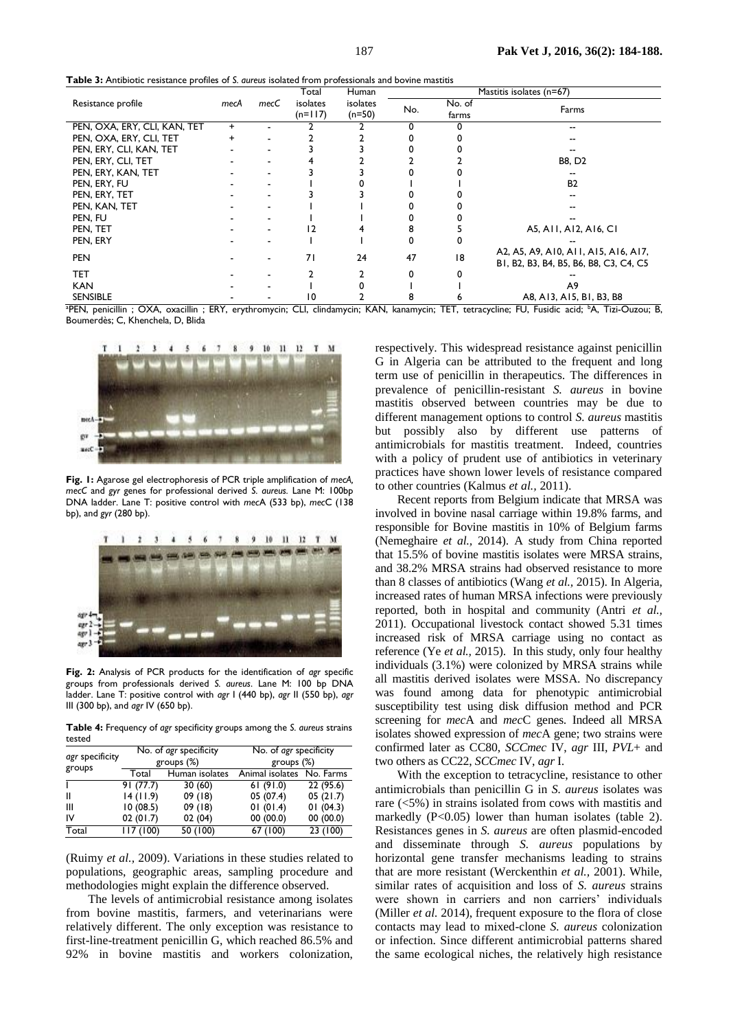**Table 3:** Antibiotic resistance profiles of *S. aureus* isolated from professionals and bovine mastitis

| Resistance profile | *mecA* | *mecC* | Total isolates (n=117) | Human isolates (n=50) | Mastitis isolates (n=67) | | |
|---|---|---|---|---|---|---|---|
| | | | | | No. | No. of farms | Farms |
| PEN, OXA, ERY, CLI, KAN, TET | + | - | 2 | 2 | 0 | 0 | -- |
| PEN, OXA, ERY, CLI, TET | + | - | 2 | 2 | 0 | 0 | -- |
| PEN, ERY, CLI, KAN, TET | - | - | 3 | 3 | 0 | 0 | -- |
| PEN, ERY, CLI, TET | - | - | 4 | 2 | 2 | 2 | B8, D2 |
| PEN, ERY, KAN, TET | - | - | 3 | 3 | 0 | 0 | -- |
| PEN, ERY, FU | - | - | 1 | 0 | 1 | 1 | B2 |
| PEN, ERY, TET | - | - | 3 | 3 | 0 | 0 | -- |
| PEN, KAN, TET | - | - | 1 | 1 | 0 | 0 | -- |
| PEN, FU | - | - | 1 | 1 | 0 | 0 | -- |
| PEN, TET | - | - | 12 | 4 | 8 | 5 | A5, A11, A12, A16, C1 |
| PEN, ERY | - | - | 1 | 1 | 0 | 0 | -- |
| PEN | - | - | 71 | 24 | 47 | 18 | A2, A5, A9, A10, A11, A15, A16, A17, B1, B2, B3, B4, B5, B6, B8, C3, C4, C5 |
| TET | - | - | 2 | 2 | 0 | 0 | -- |
| KAN | - | - | 1 | 0 | 1 | 1 | A9 |
| SENSIBLE | - | - | 10 | 2 | 8 | 6 | A8, A13, A15, B1, B3, B8 |

[a]PEN, penicillin ; OXA, oxacillin ; ERY, erythromycin; CLI, clindamycin; KAN, kanamycin; TET, tetracycline; FU, Fusidic acid; [b]A, Tizi-Ouzou; B, Boumerdès; C, Khenchela, D, Blida

**Fig. 1:** Agarose gel electrophoresis of PCR triple amplification of *mecA*, *mecC* and *gyr* genes for professional derived *S. aureus*. Lane M: 100bp DNA ladder. Lane T: positive control with *mec*A (533 bp), *mec*C (138 bp), and *gyr* (280 bp).

**Fig. 2:** Analysis of PCR products for the identification of *agr* specific groups from professionals derived *S. aureus*. Lane M: 100 bp DNA ladder. Lane T: positive control with *agr* I (440 bp), *agr* II (550 bp), *agr* III (300 bp), and *agr* IV (650 bp).

**Table 4:** Frequency of *agr* specificity groups among the *S. aureus* strains tested

| *agr* specificity groups | No. of *agr* specificity groups (%) | | No. of *agr* specificity groups (%) | |
|---|---|---|---|---|
| | Total | Human isolates | Animal isolates | No. Farms |
| I | 91 (77.7) | 30 (60) | 61 (91.0) | 22 (95.6) |
| II | 14 (11.9) | 09 (18) | 05 (07.4) | 05 (21.7) |
| III | 10 (08.5) | 09 (18) | 01 (01.4) | 01 (04.3) |
| IV | 02 (01.7) | 02 (04) | 00 (00.0) | 00 (00.0) |
| Total | 117 (100) | 50 (100) | 67 (100) | 23 (100) |

(Ruimy *et al.,* 2009). Variations in these studies related to populations, geographic areas, sampling procedure and methodologies might explain the difference observed.

The levels of antimicrobial resistance among isolates from bovine mastitis, farmers, and veterinarians were relatively different. The only exception was resistance to first-line-treatment penicillin G, which reached 86.5% and 92% in bovine mastitis and workers colonization, respectively. This widespread resistance against penicillin G in Algeria can be attributed to the frequent and long term use of penicillin in therapeutics. The differences in prevalence of penicillin-resistant *S. aureus* in bovine mastitis observed between countries may be due to different management options to control *S. aureus* mastitis but possibly also by different use patterns of antimicrobials for mastitis treatment. Indeed, countries with a policy of prudent use of antibiotics in veterinary practices have shown lower levels of resistance compared to other countries (Kalmus *et al.,* 2011).

Recent reports from Belgium indicate that MRSA was involved in bovine nasal carriage within 19.8% farms, and responsible for Bovine mastitis in 10% of Belgium farms (Nemeghaire *et al.,* 2014). A study from China reported that 15.5% of bovine mastitis isolates were MRSA strains, and 38.2% MRSA strains had observed resistance to more than 8 classes of antibiotics (Wang *et al.,* 2015). In Algeria, increased rates of human MRSA infections were previously reported, both in hospital and community (Antri *et al.,* 2011). Occupational livestock contact showed 5.31 times increased risk of MRSA carriage using no contact as reference (Ye *et al.,* 2015). In this study, only four healthy individuals (3.1%) were colonized by MRSA strains while all mastitis derived isolates were MSSA. No discrepancy was found among data for phenotypic antimicrobial susceptibility test using disk diffusion method and PCR screening for *mec*A and *mec*C genes. Indeed all MRSA isolates showed expression of *mec*A gene; two strains were confirmed later as CC80, *SCCmec* IV, *agr* III, *PVL*+ and two others as CC22, *SCCmec* IV, *agr* I.

With the exception to tetracycline, resistance to other antimicrobials than penicillin G in *S. aureus* isolates was rare (<5%) in strains isolated from cows with mastitis and markedly ($P<0.05$) lower than human isolates (table 2). Resistances genes in *S. aureus* are often plasmid-encoded and disseminate through *S. aureus* populations by horizontal gene transfer mechanisms leading to strains that are more resistant (Werckenthin *et al.,* 2001). While, similar rates of acquisition and loss of *S. aureus* strains were shown in carriers and non carriers' individuals (Miller *et al.* 2014), frequent exposure to the flora of close contacts may lead to mixed-clone *S. aureus* colonization or infection. Since different antimicrobial patterns shared the same ecological niches, the relatively high resistance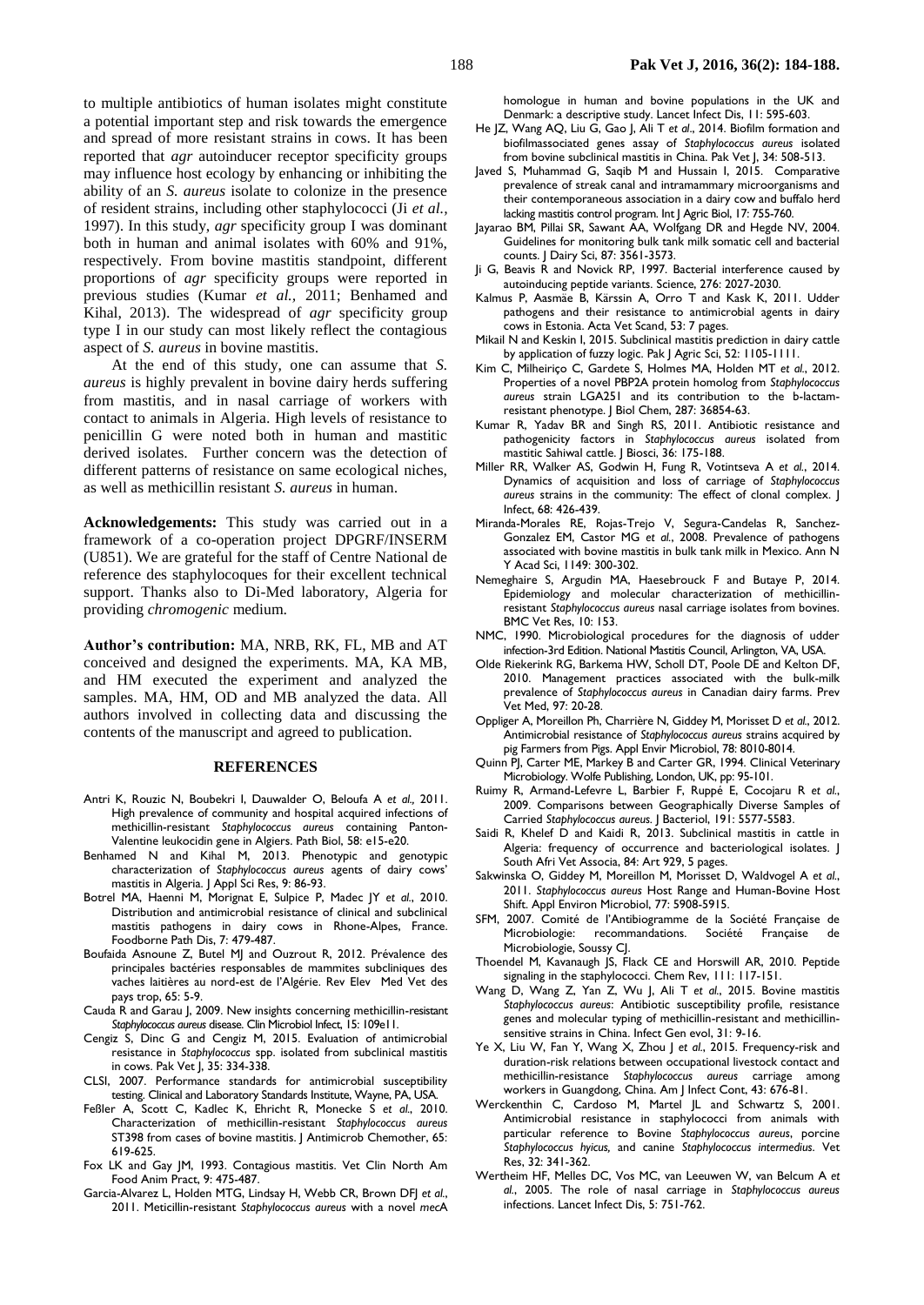to multiple antibiotics of human isolates might constitute a potential important step and risk towards the emergence and spread of more resistant strains in cows. It has been reported that *agr* autoinducer receptor specificity groups may influence host ecology by enhancing or inhibiting the ability of an *S. aureus* isolate to colonize in the presence of resident strains, including other staphylococci (Ji *et al.*, 1997). In this study, *agr* specificity group I was dominant both in human and animal isolates with 60% and 91%, respectively. From bovine mastitis standpoint, different proportions of *agr* specificity groups were reported in previous studies (Kumar *et al.*, 2011; Benhamed and Kihal, 2013). The widespread of *agr* specificity group type I in our study can most likely reflect the contagious aspect of *S. aureus* in bovine mastitis.

At the end of this study, one can assume that *S. aureus* is highly prevalent in bovine dairy herds suffering from mastitis, and in nasal carriage of workers with contact to animals in Algeria. High levels of resistance to penicillin G were noted both in human and mastitic derived isolates. Further concern was the detection of different patterns of resistance on same ecological niches, as well as methicillin resistant *S. aureus* in human.

**Acknowledgements:** This study was carried out in a framework of a co-operation project DPGRF/INSERM (U851). We are grateful for the staff of Centre National de reference des staphylocoques for their excellent technical support. Thanks also to Di-Med laboratory, Algeria for providing *chromogenic* medium.

**Author's contribution:** MA, NRB, RK, FL, MB and AT conceived and designed the experiments. MA, KA MB, and HM executed the experiment and analyzed the samples. MA, HM, OD and MB analyzed the data. All authors involved in collecting data and discussing the contents of the manuscript and agreed to publication.

## REFERENCES

Antri K, Rouzic N, Boubekri I, Dauwalder O, Beloufa A *et al.*, 2011. High prevalence of community and hospital acquired infections of methicillin-resistant *Staphylococcus aureus* containing Panton-Valentine leukocidin gene in Algiers. Path Biol, 58: e15-e20.

Benhamed N and Kihal M, 2013. Phenotypic and genotypic characterization of *Staphylococcus aureus* agents of dairy cows' mastitis in Algeria. J Appl Sci Res, 9: 86-93.

Botrel MA, Haenni M, Morignat E, Sulpice P, Madec JY *et al.*, 2010. Distribution and antimicrobial resistance of clinical and subclinical mastitis pathogens in dairy cows in Rhone-Alpes, France. Foodborne Path Dis, 7: 479-487.

Boufaida Asnoune Z, Butel MJ and Ouzrout R, 2012. Prévalence des principales bactéries responsables de mammites subcliniques des vaches laitières au nord-est de l'Algérie. Rev Elev Med Vet des pays trop, 65: 5-9.

Cauda R and Garau J, 2009. New insights concerning methicillin-resistant *Staphylococcus aureus* disease. Clin Microbiol Infect, 15: 109e11.

Cengiz S, Dinc G and Cengiz M, 2015. Evaluation of antimicrobial resistance in *Staphylococcus* spp. isolated from subclinical mastitis in cows. Pak Vet J, 35: 334-338.

CLSI, 2007. Performance standards for antimicrobial susceptibility testing. Clinical and Laboratory Standards Institute, Wayne, PA, USA.

Feßler A, Scott C, Kadlec K, Ehricht R, Monecke S *et al.*, 2010. Characterization of methicillin-resistant *Staphylococcus aureus* ST398 from cases of bovine mastitis. J Antimicrob Chemother, 65: 619-625.

Fox LK and Gay JM, 1993. Contagious mastitis. Vet Clin North Am Food Anim Pract, 9: 475-487.

Garcia-Alvarez L, Holden MTG, Lindsay H, Webb CR, Brown DFJ *et al.*, 2011. Meticillin-resistant *Staphylococcus aureus* with a novel *mec*A homologue in human and bovine populations in the UK and Denmark: a descriptive study. Lancet Infect Dis, 11: 595-603.

He JZ, Wang AQ, Liu G, Gao J, Ali T *et al.*, 2014. Biofilm formation and biofilmassociated genes assay of *Staphylococcus aureus* isolated from bovine subclinical mastitis in China. Pak Vet J, 34: 508-513.

Javed S, Muhammad G, Saqib M and Hussain I, 2015. Comparative prevalence of streak canal and intramammary microorganisms and their contemporaneous association in a dairy cow and buffalo herd lacking mastitis control program. Int J Agric Biol, 17: 755-760.

Jayarao BM, Pillai SR, Sawant AA, Wolfgang DR and Hegde NV, 2004. Guidelines for monitoring bulk tank milk somatic cell and bacterial counts. J Dairy Sci, 87: 3561-3573.

Ji G, Beavis R and Novick RP, 1997. Bacterial interference caused by autoinducing peptide variants. Science, 276: 2027-2030.

Kalmus P, Aasmäe B, Kärssin A, Orro T and Kask K, 2011. Udder pathogens and their resistance to antimicrobial agents in dairy cows in Estonia. Acta Vet Scand, 53: 7 pages.

Mikail N and Keskin I, 2015. Subclinical mastitis prediction in dairy cattle by application of fuzzy logic. Pak J Agric Sci, 52: 1105-1111.

Kim C, Milheiriço C, Gardete S, Holmes MA, Holden MT *et al.*, 2012. Properties of a novel PBP2A protein homolog from *Staphylococcus aureus* strain LGA251 and its contribution to the b-lactam-resistant phenotype. J Biol Chem, 287: 36854-63.

Kumar R, Yadav BR and Singh RS, 2011. Antibiotic resistance and pathogenicity factors in *Staphylococcus aureus* isolated from mastitic Sahiwal cattle. J Biosci, 36: 175-188.

Miller RR, Walker AS, Godwin H, Fung R, Votintseva A *et al.*, 2014. Dynamics of acquisition and loss of carriage of *Staphylococcus aureus* strains in the community: The effect of clonal complex. J Infect, 68: 426-439.

Miranda-Morales RE, Rojas-Trejo V, Segura-Candelas R, Sanchez-Gonzalez EM, Castor MG *et al.*, 2008. Prevalence of pathogens associated with bovine mastitis in bulk tank milk in Mexico. Ann N Y Acad Sci, 1149: 300-302.

Nemeghaire S, Argudin MA, Haesebrouck F and Butaye P, 2014. Epidemiology and molecular characterization of methicillin-resistant *Staphylococcus aureus* nasal carriage isolates from bovines. BMC Vet Res, 10: 153.

NMC, 1990. Microbiological procedures for the diagnosis of udder infection-3rd Edition. National Mastitis Council, Arlington, VA, USA.

Olde Riekerink RG, Barkema HW, Scholl DT, Poole DE and Kelton DF, 2010. Management practices associated with the bulk-milk prevalence of *Staphylococcus aureus* in Canadian dairy farms. Prev Vet Med, 97: 20-28.

Oppliger A, Moreillon Ph, Charrière N, Giddey M, Morisset D *et al.*, 2012. Antimicrobial resistance of *Staphylococcus aureus* strains acquired by pig Farmers from Pigs. Appl Envir Microbiol, 78: 8010-8014.

Quinn PJ, Carter ME, Markey B and Carter GR, 1994. Clinical Veterinary Microbiology. Wolfe Publishing, London, UK, pp: 95-101.

Ruimy R, Armand-Lefevre L, Barbier F, Ruppé E, Cocojaru R *et al.*, 2009. Comparisons between Geographically Diverse Samples of Carried *Staphylococcus aureus*. J Bacteriol, 191: 5577-5583.

Saidi R, Khelef D and Kaidi R, 2013. Subclinical mastitis in cattle in Algeria: frequency of occurrence and bacteriological isolates. J South Afri Vet Associa, 84: Art 929, 5 pages.

Sakwinska O, Giddey M, Moreillon M, Morisset D, Waldvogel A *et al.*, 2011. *Staphylococcus aureus* Host Range and Human-Bovine Host Shift. Appl Environ Microbiol, 77: 5908-5915.

SFM, 2007. Comité de l'Antibiogramme de la Société Française de Microbiologie: recommandations. Société Française de Microbiologie, Soussy CJ.

Thoendel M, Kavanaugh JS, Flack CE and Horswill AR, 2010. Peptide signaling in the staphylococci. Chem Rev, 111: 117-151.

Wang D, Wang Z, Yan Z, Wu J, Ali T *et al.*, 2015. Bovine mastitis *Staphylococcus aureus*: Antibiotic susceptibility profile, resistance genes and molecular typing of methicillin-resistant and methicillin-sensitive strains in China. Infect Gen evol, 31: 9-16.

Ye X, Liu W, Fan Y, Wang X, Zhou J *et al.*, 2015. Frequency-risk and duration-risk relations between occupational livestock contact and methicillin-resistance *Staphylococcus aureus* carriage among workers in Guangdong, China. Am J Infect Cont, 43: 676-81.

Werckenthin C, Cardoso M, Martel JL and Schwartz S, 2001. Antimicrobial resistance in staphylococci from animals with particular reference to Bovine *Staphylococcus aureus*, porcine *Staphylococcus hyicus,* and canine *Staphylococcus intermedius*. Vet Res, 32: 341-362.

Wertheim HF, Melles DC, Vos MC, van Leeuwen W, van Belcum A *et al.*, 2005. The role of nasal carriage in *Staphylococcus aureus* infections. Lancet Infect Dis, 5: 751-762.